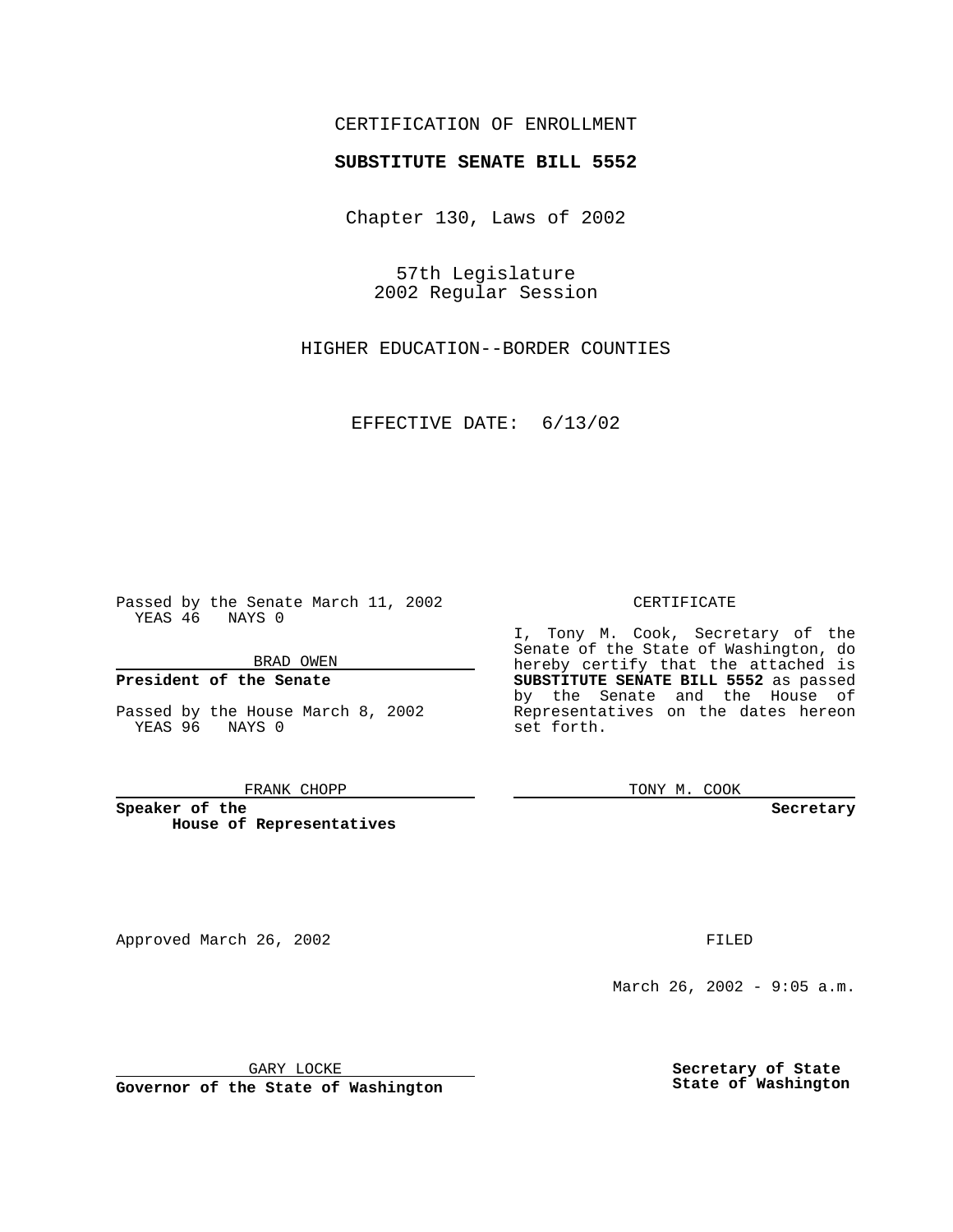CERTIFICATION OF ENROLLMENT

**SUBSTITUTE SENATE BILL 5552**

Chapter 130, Laws of 2002

57th Legislature
2002 Regular Session

HIGHER EDUCATION--BORDER COUNTIES

EFFECTIVE DATE: 6/13/02

Passed by the Senate March 11, 2002
YEAS 46 NAYS 0

BRAD OWEN

**President of the Senate**

Passed by the House March 8, 2002
YEAS 96 NAYS 0

FRANK CHOPP

**Speaker of the House of Representatives**

CERTIFICATE

I, Tony M. Cook, Secretary of the Senate of the State of Washington, do hereby certify that the attached is **SUBSTITUTE SENATE BILL 5552** as passed by the Senate and the House of Representatives on the dates hereon set forth.

TONY M. COOK

**Secretary**

Approved March 26, 2002

GARY LOCKE

**Governor of the State of Washington**

FILED

March 26, 2002 - 9:05 a.m.

**Secretary of State**
**State of Washington**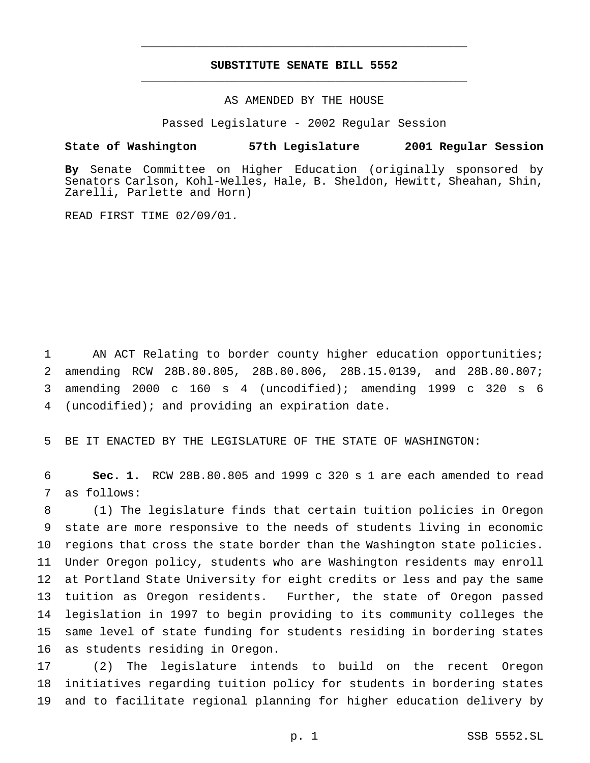# SUBSTITUTE SENATE BILL 5552

AS AMENDED BY THE HOUSE

Passed Legislature - 2002 Regular Session

**State of Washington 57th Legislature 2001 Regular Session**

**By** Senate Committee on Higher Education (originally sponsored by Senators Carlson, Kohl-Welles, Hale, B. Sheldon, Hewitt, Sheahan, Shin, Zarelli, Parlette and Horn)

READ FIRST TIME 02/09/01.

AN ACT Relating to border county higher education opportunities; amending RCW 28B.80.805, 28B.80.806, 28B.15.0139, and 28B.80.807; amending 2000 c 160 s 4 (uncodified); amending 1999 c 320 s 6 (uncodified); and providing an expiration date.

BE IT ENACTED BY THE LEGISLATURE OF THE STATE OF WASHINGTON:

**Sec. 1.** RCW 28B.80.805 and 1999 c 320 s 1 are each amended to read as follows:

(1) The legislature finds that certain tuition policies in Oregon state are more responsive to the needs of students living in economic regions that cross the state border than the Washington state policies. Under Oregon policy, students who are Washington residents may enroll at Portland State University for eight credits or less and pay the same tuition as Oregon residents. Further, the state of Oregon passed legislation in 1997 to begin providing to its community colleges the same level of state funding for students residing in bordering states as students residing in Oregon.

(2) The legislature intends to build on the recent Oregon initiatives regarding tuition policy for students in bordering states and to facilitate regional planning for higher education delivery by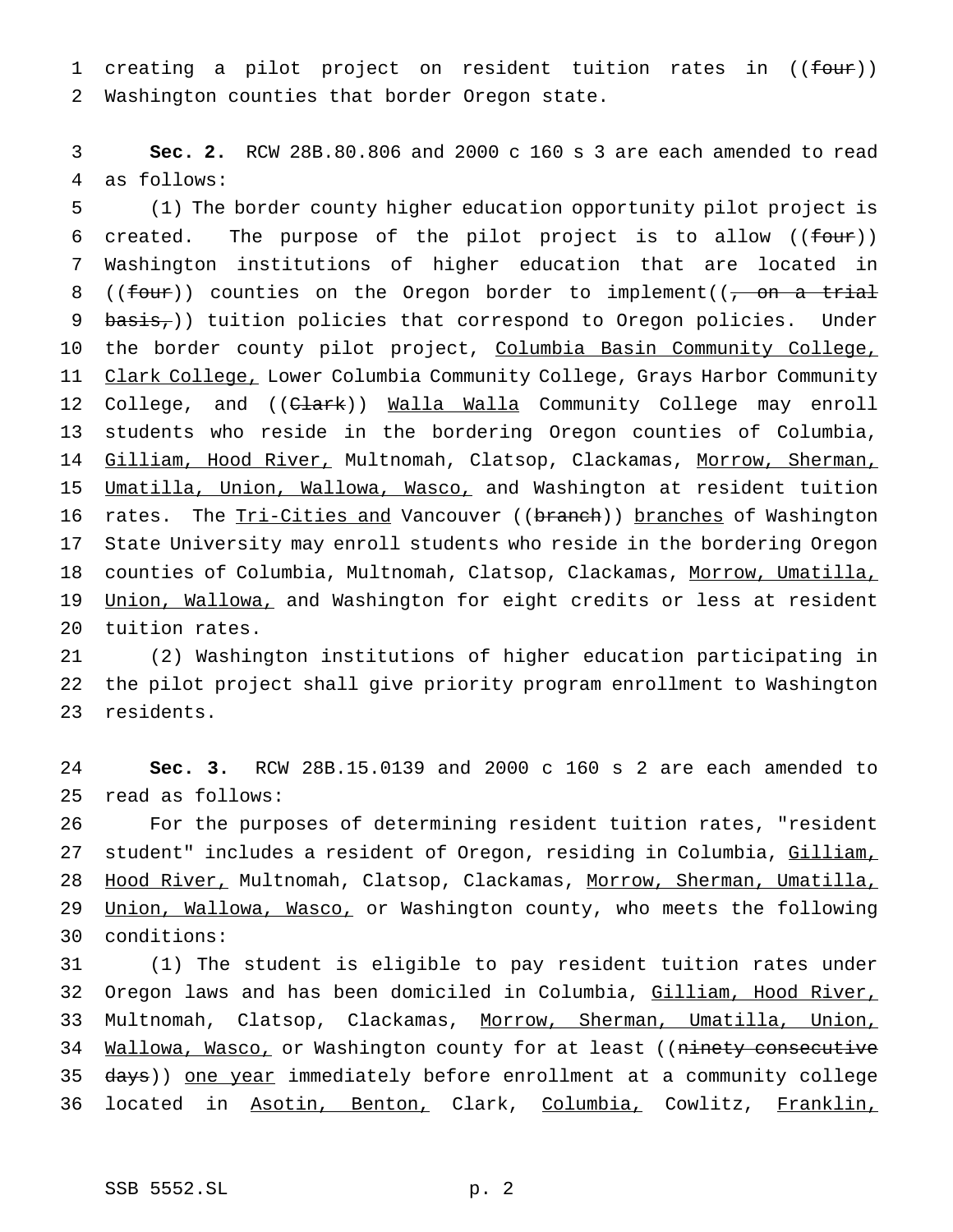creating a pilot project on resident tuition rates in ((~~four~~)) Washington counties that border Oregon state.

**Sec. 2.** RCW 28B.80.806 and 2000 c 160 s 3 are each amended to read as follows:

(1) The border county higher education opportunity pilot project is created. The purpose of the pilot project is to allow ((~~four~~)) Washington institutions of higher education that are located in ((~~four~~)) counties on the Oregon border to implement((~~, on a trial basis,~~)) tuition policies that correspond to Oregon policies. Under the border county pilot project, <u>Columbia Basin Community College, Clark College,</u> Lower Columbia Community College, Grays Harbor Community College, and ((~~Clark~~)) <u>Walla Walla</u> Community College may enroll students who reside in the bordering Oregon counties of Columbia, <u>Gilliam, Hood River,</u> Multnomah, Clatsop, Clackamas, <u>Morrow, Sherman, Umatilla, Union, Wallowa, Wasco,</u> and Washington at resident tuition rates. The <u>Tri-Cities and</u> Vancouver ((~~branch~~)) <u>branches</u> of Washington State University may enroll students who reside in the bordering Oregon counties of Columbia, Multnomah, Clatsop, Clackamas, <u>Morrow, Umatilla, Union, Wallowa,</u> and Washington for eight credits or less at resident tuition rates.

(2) Washington institutions of higher education participating in the pilot project shall give priority program enrollment to Washington residents.

**Sec. 3.** RCW 28B.15.0139 and 2000 c 160 s 2 are each amended to read as follows:

For the purposes of determining resident tuition rates, "resident student" includes a resident of Oregon, residing in Columbia, <u>Gilliam, Hood River,</u> Multnomah, Clatsop, Clackamas, <u>Morrow, Sherman, Umatilla, Union, Wallowa, Wasco,</u> or Washington county, who meets the following conditions:

(1) The student is eligible to pay resident tuition rates under Oregon laws and has been domiciled in Columbia, <u>Gilliam, Hood River,</u> Multnomah, Clatsop, Clackamas, <u>Morrow, Sherman, Umatilla, Union, Wallowa, Wasco,</u> or Washington county for at least ((~~ninety consecutive days~~)) <u>one year</u> immediately before enrollment at a community college located in <u>Asotin, Benton,</u> Clark, <u>Columbia,</u> Cowlitz, <u>Franklin,</u>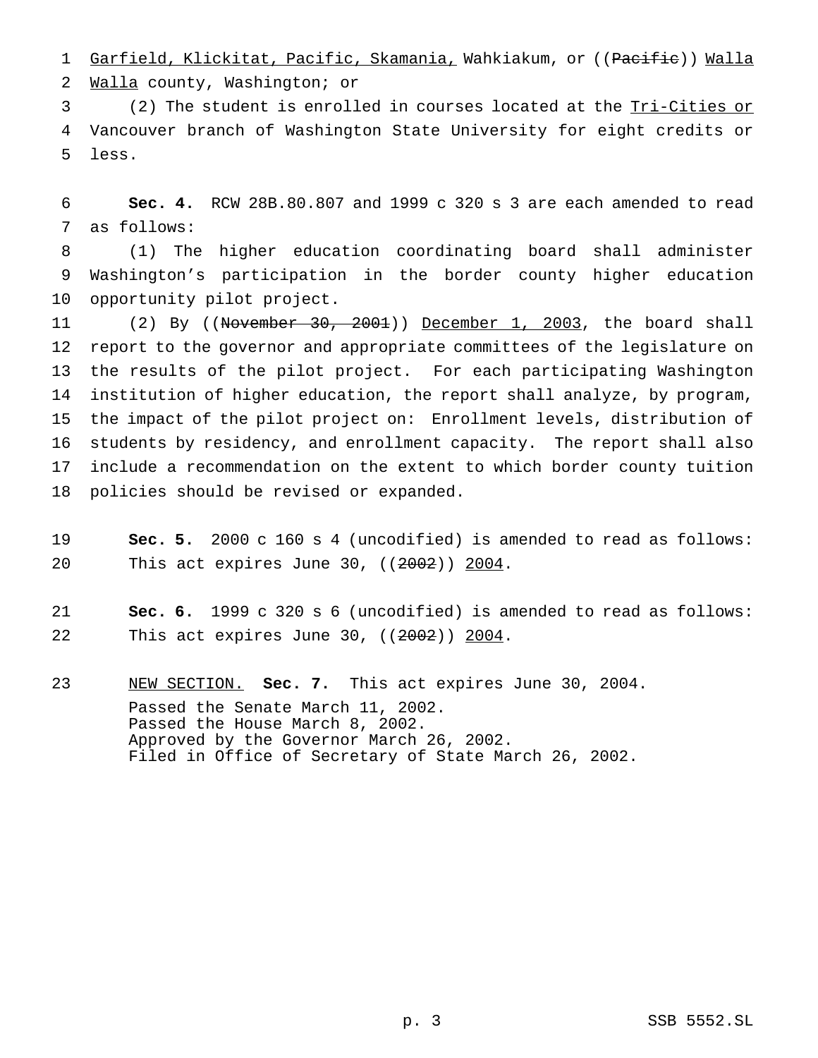Garfield, Klickitat, Pacific, Skamania, Wahkiakum, or ((~~Pacific~~)) Walla Walla county, Washington; or

(2) The student is enrolled in courses located at the Tri-Cities or Vancouver branch of Washington State University for eight credits or less.

**Sec. 4.** RCW 28B.80.807 and 1999 c 320 s 3 are each amended to read as follows:

(1) The higher education coordinating board shall administer Washington's participation in the border county higher education opportunity pilot project.

(2) By ((~~November 30, 2001~~)) December 1, 2003, the board shall report to the governor and appropriate committees of the legislature on the results of the pilot project. For each participating Washington institution of higher education, the report shall analyze, by program, the impact of the pilot project on: Enrollment levels, distribution of students by residency, and enrollment capacity. The report shall also include a recommendation on the extent to which border county tuition policies should be revised or expanded.

**Sec. 5.** 2000 c 160 s 4 (uncodified) is amended to read as follows:

This act expires June 30, ((~~2002~~)) 2004.

**Sec. 6.** 1999 c 320 s 6 (uncodified) is amended to read as follows:

This act expires June 30, ((~~2002~~)) 2004.

NEW SECTION. **Sec. 7.** This act expires June 30, 2004.

Passed the Senate March 11, 2002.
Passed the House March 8, 2002.
Approved by the Governor March 26, 2002.
Filed in Office of Secretary of State March 26, 2002.